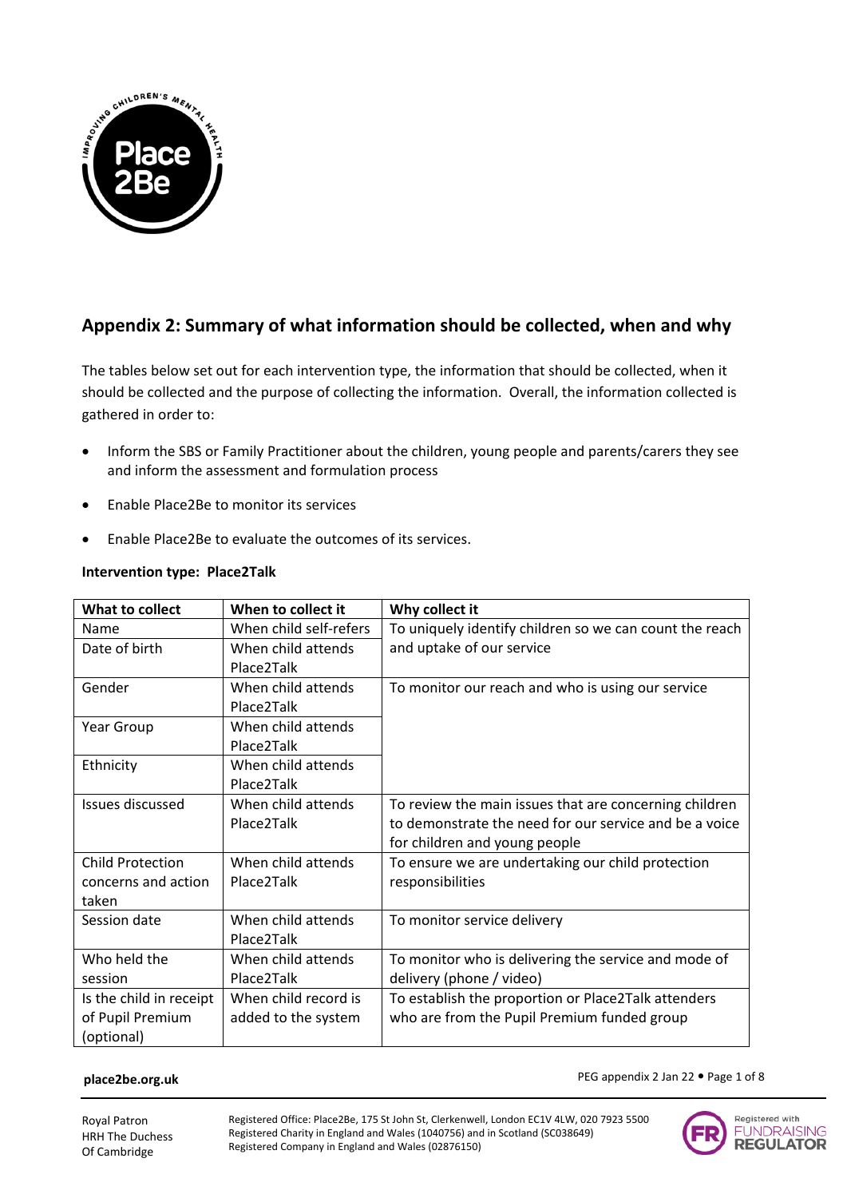## Appendix 2: Summary of what information should be collected, when and why

The tables below set out for each intervention type, the information that should be collected, when it should be collected and the purpose of collecting the information. Overall, the information collected is gathered in order to:

- Inform the SBS or Family Practitioner about the children, young people and parents/carers they see and inform the assessment and formulation process
- Enable Place2Be to monitor its services
- Enable Place2Be to evaluate the outcomes of its services.

**Intervention type: Place2Talk**

| What to collect | When to collect it | Why collect it |
|---|---|---|
| Name | When child self-refers | To uniquely identify children so we can count the reach and uptake of our service |
| Date of birth | When child attends Place2Talk | |
| Gender | When child attends Place2Talk | To monitor our reach and who is using our service |
| Year Group | When child attends Place2Talk | |
| Ethnicity | When child attends Place2Talk | |
| Issues discussed | When child attends Place2Talk | To review the main issues that are concerning children to demonstrate the need for our service and be a voice for children and young people |
| Child Protection concerns and action taken | When child attends Place2Talk | To ensure we are undertaking our child protection responsibilities |
| Session date | When child attends Place2Talk | To monitor service delivery |
| Who held the session | When child attends Place2Talk | To monitor who is delivering the service and mode of delivery (phone / video) |
| Is the child in receipt of Pupil Premium (optional) | When child record is added to the system | To establish the proportion or Place2Talk attenders who are from the Pupil Premium funded group |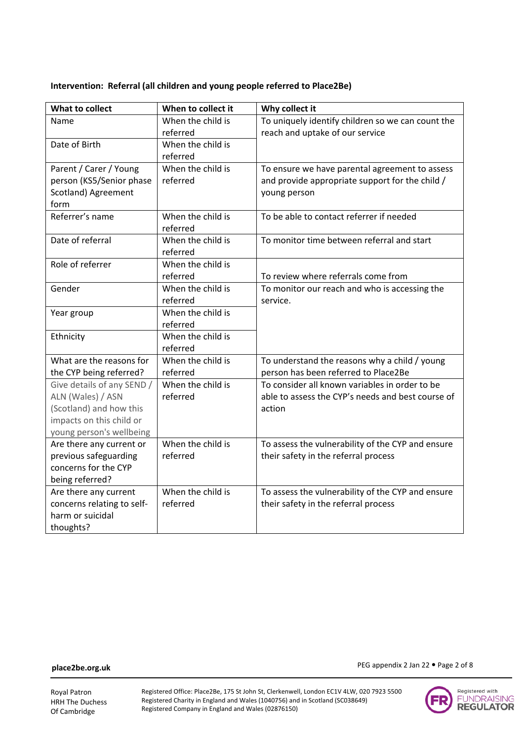**Intervention: Referral (all children and young people referred to Place2Be)**

| What to collect | When to collect it | Why collect it |
|---|---|---|
| Name | When the child is referred | To uniquely identify children so we can count the reach and uptake of our service |
| Date of Birth | When the child is referred | |
| Parent / Carer / Young person (KS5/Senior phase Scotland) Agreement form | When the child is referred | To ensure we have parental agreement to assess and provide appropriate support for the child / young person |
| Referrer's name | When the child is referred | To be able to contact referrer if needed |
| Date of referral | When the child is referred | To monitor time between referral and start |
| Role of referrer | When the child is referred | To review where referrals come from |
| Gender | When the child is referred | To monitor our reach and who is accessing the service. |
| Year group | When the child is referred | |
| Ethnicity | When the child is referred | |
| What are the reasons for the CYP being referred? | When the child is referred | To understand the reasons why a child / young person has been referred to Place2Be |
| Give details of any SEND / ALN (Wales) / ASN (Scotland) and how this impacts on this child or young person's wellbeing | When the child is referred | To consider all known variables in order to be able to assess the CYP's needs and best course of action |
| Are there any current or previous safeguarding concerns for the CYP being referred? | When the child is referred | To assess the vulnerability of the CYP and ensure their safety in the referral process |
| Are there any current concerns relating to self-harm or suicidal thoughts? | When the child is referred | To assess the vulnerability of the CYP and ensure their safety in the referral process |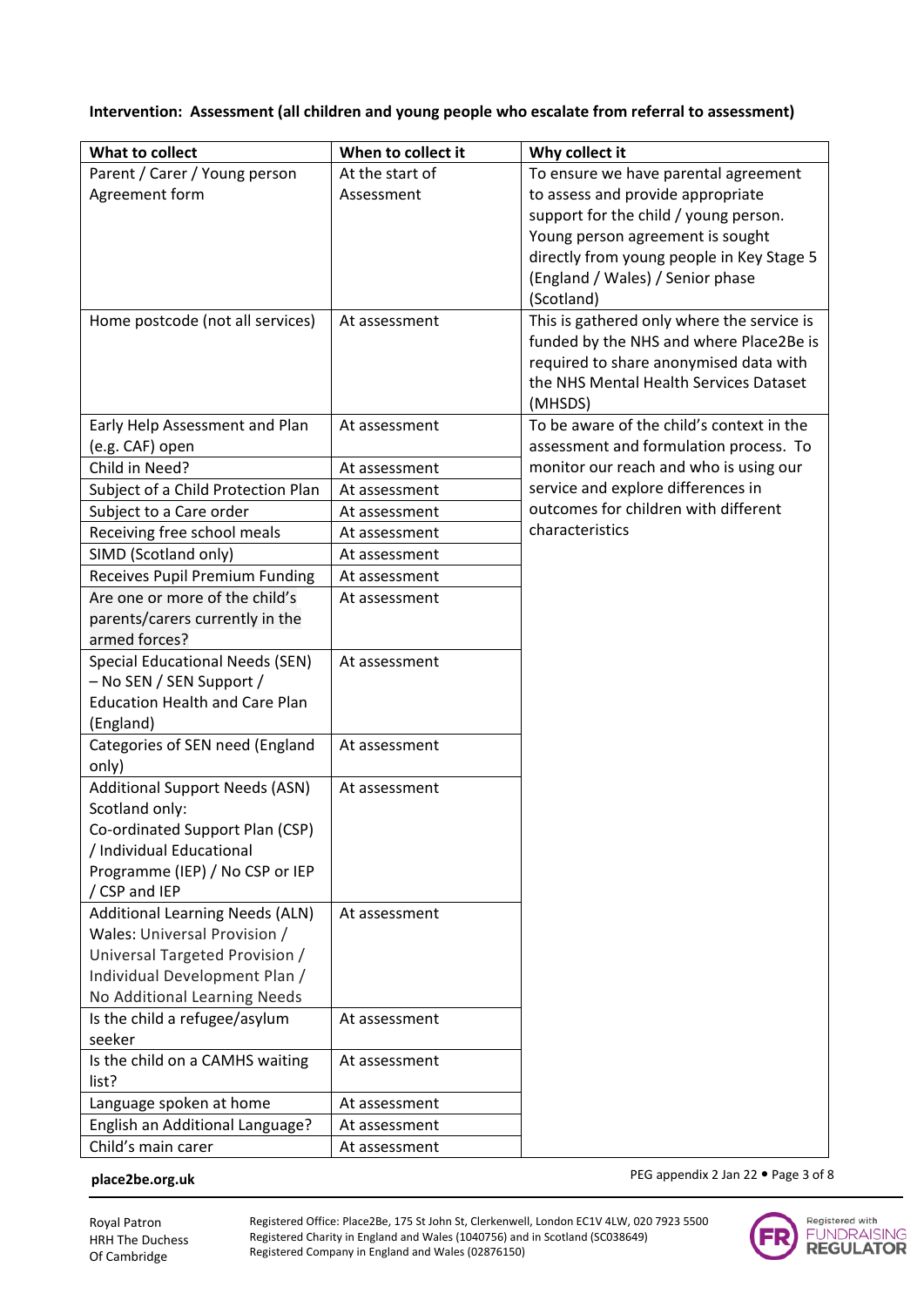**Intervention: Assessment (all children and young people who escalate from referral to assessment)**

| What to collect | When to collect it | Why collect it |
|---|---|---|
| Parent / Carer / Young person Agreement form | At the start of Assessment | To ensure we have parental agreement to assess and provide appropriate support for the child / young person. Young person agreement is sought directly from young people in Key Stage 5 (England / Wales) / Senior phase (Scotland) |
| Home postcode (not all services) | At assessment | This is gathered only where the service is funded by the NHS and where Place2Be is required to share anonymised data with the NHS Mental Health Services Dataset (MHSDS) |
| Early Help Assessment and Plan (e.g. CAF) open | At assessment | To be aware of the child's context in the assessment and formulation process. To monitor our reach and who is using our service and explore differences in outcomes for children with different characteristics |
| Child in Need? | At assessment | |
| Subject of a Child Protection Plan | At assessment | |
| Subject to a Care order | At assessment | |
| Receiving free school meals | At assessment | |
| SIMD (Scotland only) | At assessment | |
| Receives Pupil Premium Funding | At assessment | |
| Are one or more of the child's parents/carers currently in the armed forces? | At assessment | |
| Special Educational Needs (SEN) – No SEN / SEN Support / Education Health and Care Plan (England) | At assessment | |
| Categories of SEN need (England only) | At assessment | |
| Additional Support Needs (ASN) Scotland only: Co-ordinated Support Plan (CSP) / Individual Educational Programme (IEP) / No CSP or IEP / CSP and IEP | At assessment | |
| Additional Learning Needs (ALN) Wales: Universal Provision / Universal Targeted Provision / Individual Development Plan / No Additional Learning Needs | At assessment | |
| Is the child a refugee/asylum seeker | At assessment | |
| Is the child on a CAMHS waiting list? | At assessment | |
| Language spoken at home | At assessment | |
| English an Additional Language? | At assessment | |
| Child's main carer | At assessment | |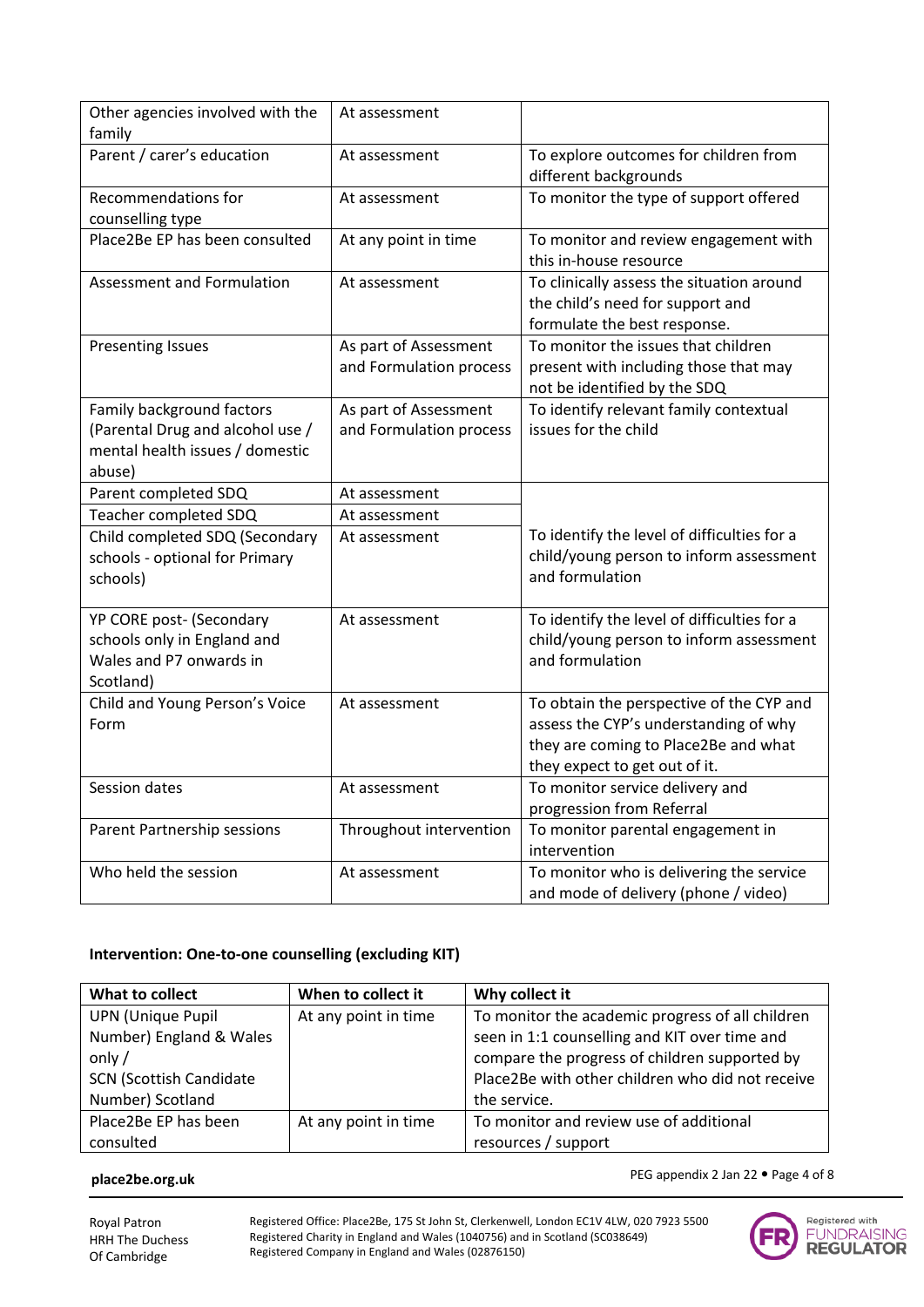| | | |
|---|---|---|
| Other agencies involved with the family | At assessment | |
| Parent / carer's education | At assessment | To explore outcomes for children from different backgrounds |
| Recommendations for counselling type | At assessment | To monitor the type of support offered |
| Place2Be EP has been consulted | At any point in time | To monitor and review engagement with this in-house resource |
| Assessment and Formulation | At assessment | To clinically assess the situation around the child's need for support and formulate the best response. |
| Presenting Issues | As part of Assessment and Formulation process | To monitor the issues that children present with including those that may not be identified by the SDQ |
| Family background factors (Parental Drug and alcohol use / mental health issues / domestic abuse) | As part of Assessment and Formulation process | To identify relevant family contextual issues for the child |
| Parent completed SDQ | At assessment | To identify the level of difficulties for a child/young person to inform assessment and formulation |
| Teacher completed SDQ | At assessment | |
| Child completed SDQ (Secondary schools - optional for Primary schools) | At assessment | |
| YP CORE post- (Secondary schools only in England and Wales and P7 onwards in Scotland) | At assessment | To identify the level of difficulties for a child/young person to inform assessment and formulation |
| Child and Young Person's Voice Form | At assessment | To obtain the perspective of the CYP and assess the CYP's understanding of why they are coming to Place2Be and what they expect to get out of it. |
| Session dates | At assessment | To monitor service delivery and progression from Referral |
| Parent Partnership sessions | Throughout intervention | To monitor parental engagement in intervention |
| Who held the session | At assessment | To monitor who is delivering the service and mode of delivery (phone / video) |

**Intervention: One-to-one counselling (excluding KIT)**

| What to collect | When to collect it | Why collect it |
|---|---|---|
| UPN (Unique Pupil Number) England & Wales only / SCN (Scottish Candidate Number) Scotland | At any point in time | To monitor the academic progress of all children seen in 1:1 counselling and KIT over time and compare the progress of children supported by Place2Be with other children who did not receive the service. |
| Place2Be EP has been consulted | At any point in time | To monitor and review use of additional resources / support |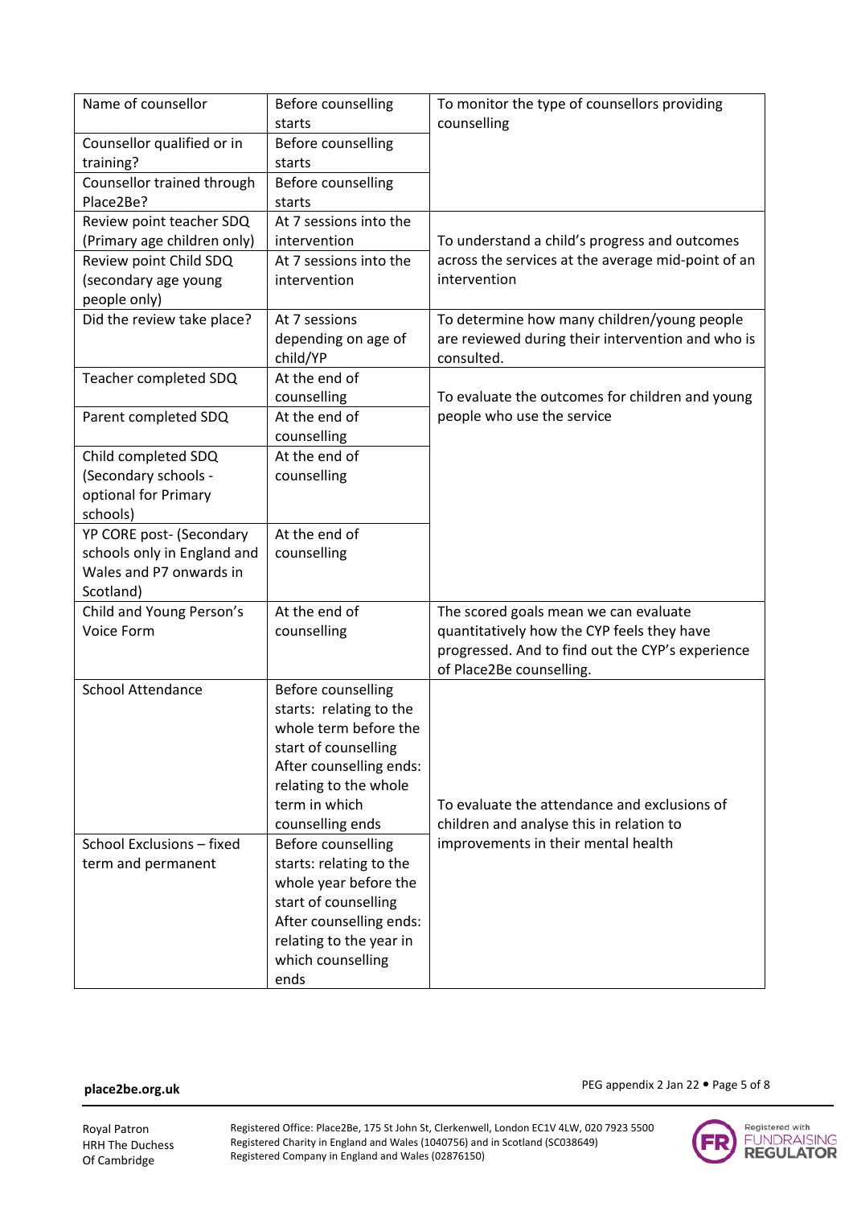| | | |
|---|---|---|
| Name of counsellor | Before counselling starts | To monitor the type of counsellors providing counselling |
| Counsellor qualified or in training? | Before counselling starts | |
| Counsellor trained through Place2Be? | Before counselling starts | |
| Review point teacher SDQ (Primary age children only) | At 7 sessions into the intervention | To understand a child's progress and outcomes across the services at the average mid-point of an intervention |
| Review point Child SDQ (secondary age young people only) | At 7 sessions into the intervention | |
| Did the review take place? | At 7 sessions depending on age of child/YP | To determine how many children/young people are reviewed during their intervention and who is consulted. |
| Teacher completed SDQ | At the end of counselling | To evaluate the outcomes for children and young people who use the service |
| Parent completed SDQ | At the end of counselling | |
| Child completed SDQ (Secondary schools - optional for Primary schools) | At the end of counselling | |
| YP CORE post- (Secondary schools only in England and Wales and P7 onwards in Scotland) | At the end of counselling | |
| Child and Young Person's Voice Form | At the end of counselling | The scored goals mean we can evaluate quantitatively how the CYP feels they have progressed. And to find out the CYP's experience of Place2Be counselling. |
| School Attendance | Before counselling starts: relating to the whole term before the start of counselling After counselling ends: relating to the whole term in which counselling ends | To evaluate the attendance and exclusions of children and analyse this in relation to improvements in their mental health |
| School Exclusions – fixed term and permanent | Before counselling starts: relating to the whole year before the start of counselling After counselling ends: relating to the year in which counselling ends | |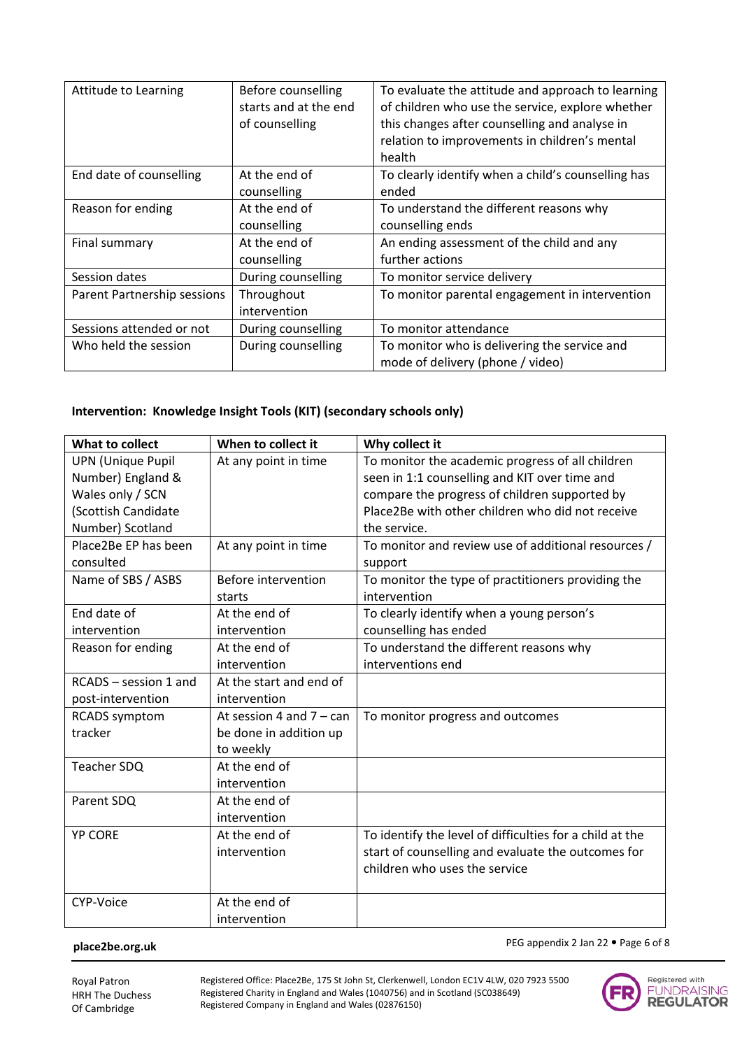| | | |
|---|---|---|
| Attitude to Learning | Before counselling starts and at the end of counselling | To evaluate the attitude and approach to learning of children who use the service, explore whether this changes after counselling and analyse in relation to improvements in children's mental health |
| End date of counselling | At the end of counselling | To clearly identify when a child's counselling has ended |
| Reason for ending | At the end of counselling | To understand the different reasons why counselling ends |
| Final summary | At the end of counselling | An ending assessment of the child and any further actions |
| Session dates | During counselling | To monitor service delivery |
| Parent Partnership sessions | Throughout intervention | To monitor parental engagement in intervention |
| Sessions attended or not | During counselling | To monitor attendance |
| Who held the session | During counselling | To monitor who is delivering the service and mode of delivery (phone / video) |

**Intervention: Knowledge Insight Tools (KIT) (secondary schools only)**

| What to collect | When to collect it | Why collect it |
|---|---|---|
| UPN (Unique Pupil Number) England & Wales only / SCN (Scottish Candidate Number) Scotland | At any point in time | To monitor the academic progress of all children seen in 1:1 counselling and KIT over time and compare the progress of children supported by Place2Be with other children who did not receive the service. |
| Place2Be EP has been consulted | At any point in time | To monitor and review use of additional resources / support |
| Name of SBS / ASBS | Before intervention starts | To monitor the type of practitioners providing the intervention |
| End date of intervention | At the end of intervention | To clearly identify when a young person's counselling has ended |
| Reason for ending | At the end of intervention | To understand the different reasons why interventions end |
| RCADS – session 1 and post-intervention | At the start and end of intervention | |
| RCADS symptom tracker | At session 4 and 7 – can be done in addition up to weekly | To monitor progress and outcomes |
| Teacher SDQ | At the end of intervention | |
| Parent SDQ | At the end of intervention | |
| YP CORE | At the end of intervention | To identify the level of difficulties for a child at the start of counselling and evaluate the outcomes for children who uses the service |
| CYP-Voice | At the end of intervention | |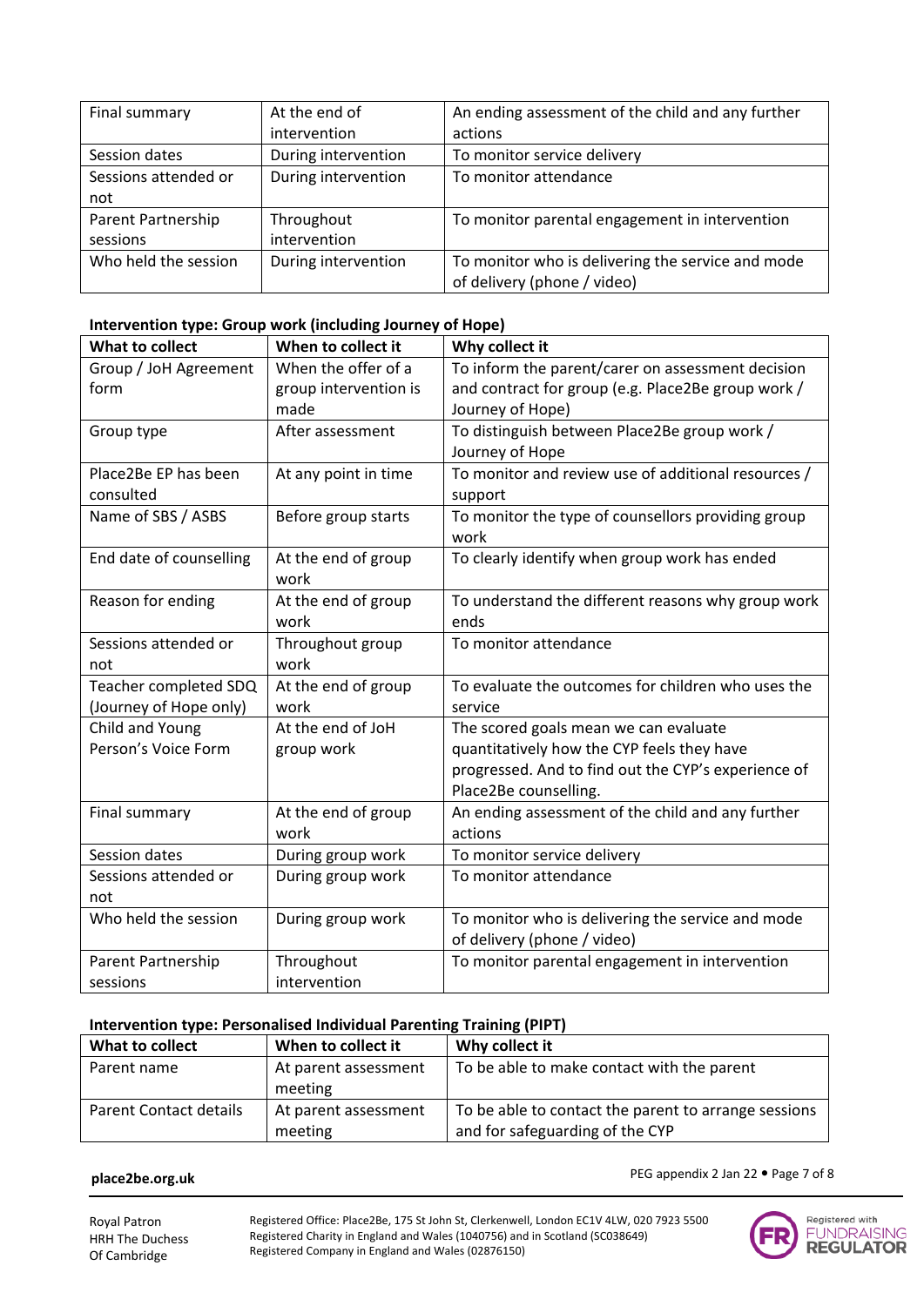| Final summary | At the end of intervention | An ending assessment of the child and any further actions |
|---|---|---|
| Session dates | During intervention | To monitor service delivery |
| Sessions attended or not | During intervention | To monitor attendance |
| Parent Partnership sessions | Throughout intervention | To monitor parental engagement in intervention |
| Who held the session | During intervention | To monitor who is delivering the service and mode of delivery (phone / video) |

**Intervention type: Group work (including Journey of Hope)**

| What to collect | When to collect it | Why collect it |
|---|---|---|
| Group / JoH Agreement form | When the offer of a group intervention is made | To inform the parent/carer on assessment decision and contract for group (e.g. Place2Be group work / Journey of Hope) |
| Group type | After assessment | To distinguish between Place2Be group work / Journey of Hope |
| Place2Be EP has been consulted | At any point in time | To monitor and review use of additional resources / support |
| Name of SBS / ASBS | Before group starts | To monitor the type of counsellors providing group work |
| End date of counselling | At the end of group work | To clearly identify when group work has ended |
| Reason for ending | At the end of group work | To understand the different reasons why group work ends |
| Sessions attended or not | Throughout group work | To monitor attendance |
| Teacher completed SDQ (Journey of Hope only) | At the end of group work | To evaluate the outcomes for children who uses the service |
| Child and Young Person's Voice Form | At the end of JoH group work | The scored goals mean we can evaluate quantitatively how the CYP feels they have progressed. And to find out the CYP's experience of Place2Be counselling. |
| Final summary | At the end of group work | An ending assessment of the child and any further actions |
| Session dates | During group work | To monitor service delivery |
| Sessions attended or not | During group work | To monitor attendance |
| Who held the session | During group work | To monitor who is delivering the service and mode of delivery (phone / video) |
| Parent Partnership sessions | Throughout intervention | To monitor parental engagement in intervention |

**Intervention type: Personalised Individual Parenting Training (PIPT)**

| What to collect | When to collect it | Why collect it |
|---|---|---|
| Parent name | At parent assessment meeting | To be able to make contact with the parent |
| Parent Contact details | At parent assessment meeting | To be able to contact the parent to arrange sessions and for safeguarding of the CYP |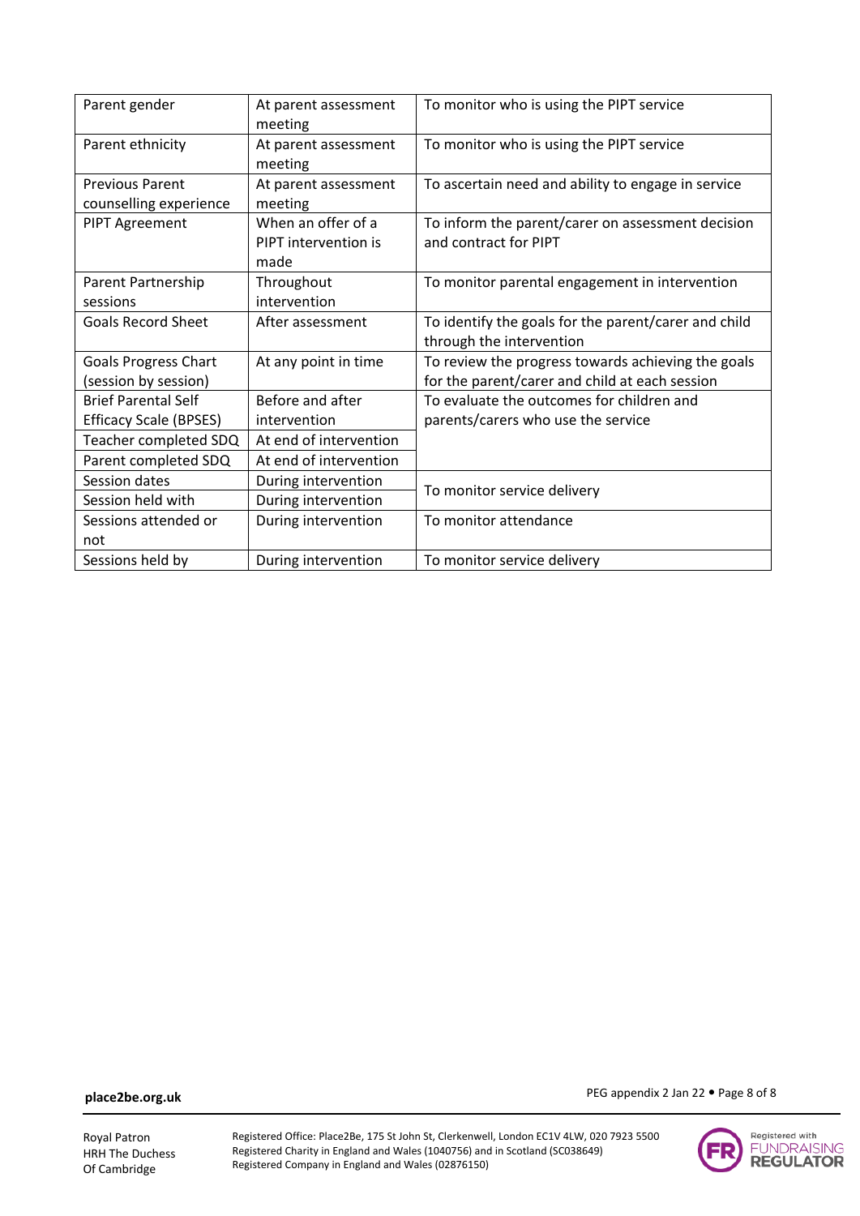| | | |
|---|---|---|
| Parent gender | At parent assessment meeting | To monitor who is using the PIPT service |
| Parent ethnicity | At parent assessment meeting | To monitor who is using the PIPT service |
| Previous Parent counselling experience | At parent assessment meeting | To ascertain need and ability to engage in service |
| PIPT Agreement | When an offer of a PIPT intervention is made | To inform the parent/carer on assessment decision and contract for PIPT |
| Parent Partnership sessions | Throughout intervention | To monitor parental engagement in intervention |
| Goals Record Sheet | After assessment | To identify the goals for the parent/carer and child through the intervention |
| Goals Progress Chart (session by session) | At any point in time | To review the progress towards achieving the goals for the parent/carer and child at each session |
| Brief Parental Self Efficacy Scale (BPSES) | Before and after intervention | To evaluate the outcomes for children and parents/carers who use the service |
| Teacher completed SDQ | At end of intervention | |
| Parent completed SDQ | At end of intervention | |
| Session dates | During intervention | To monitor service delivery |
| Session held with | During intervention | |
| Sessions attended or not | During intervention | To monitor attendance |
| Sessions held by | During intervention | To monitor service delivery |

**place2be.org.uk**

Royal Patron
HRH The Duchess
Of Cambridge

Registered Office: Place2Be, 175 St John St, Clerkenwell, London EC1V 4LW, 020 7923 5500
Registered Charity in England and Wales (1040756) and in Scotland (SC038649)
Registered Company in England and Wales (02876150)

Registered with FUNDRAISING REGULATOR